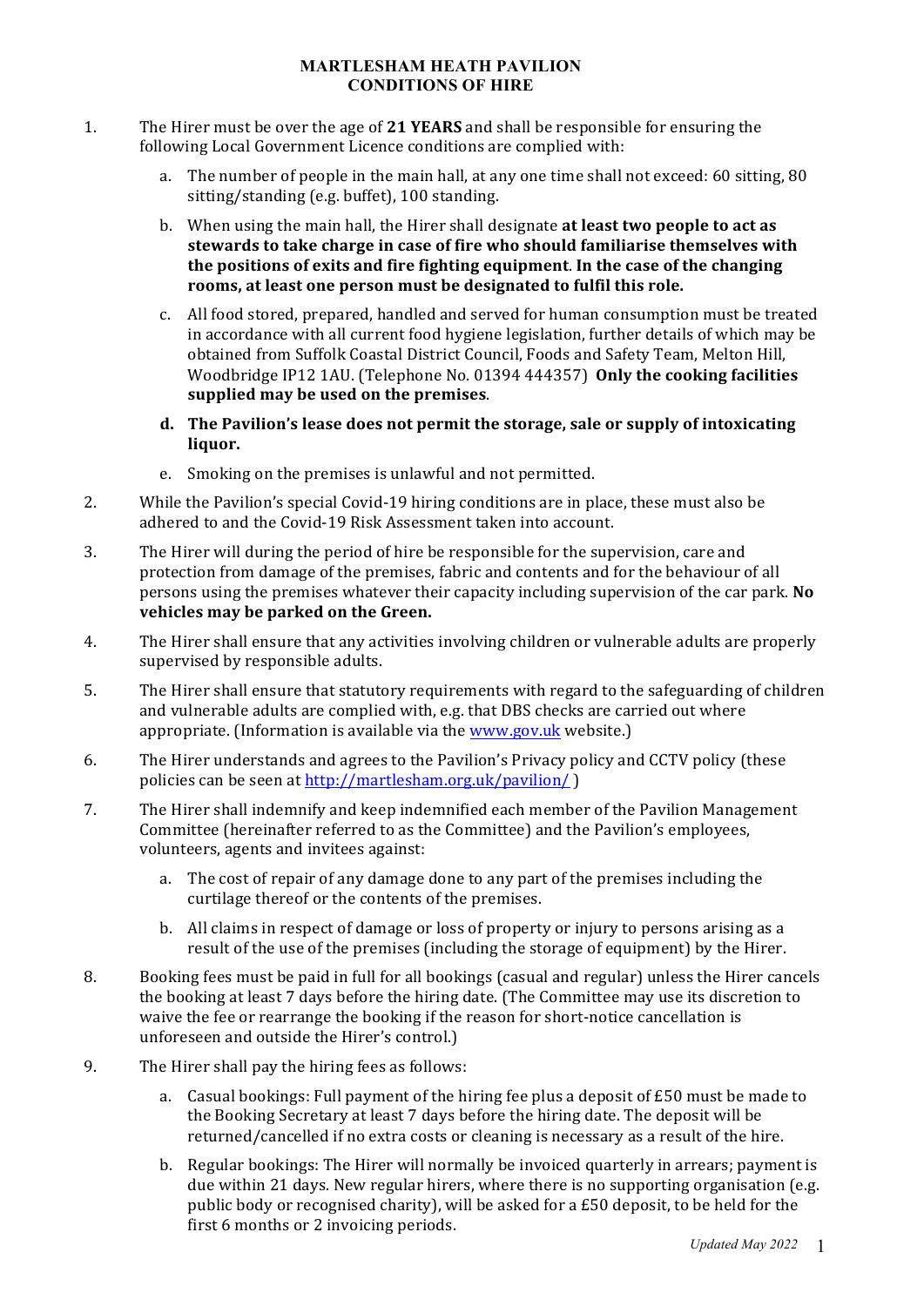# MARTLESHAM HEATH PAVILION
## CONDITIONS OF HIRE

1. The Hirer must be over the age of **21 YEARS** and shall be responsible for ensuring the following Local Government Licence conditions are complied with:

   a. The number of people in the main hall, at any one time shall not exceed: 60 sitting, 80 sitting/standing (e.g. buffet), 100 standing.

   b. When using the main hall, the Hirer shall designate **at least two people to act as stewards to take charge in case of fire who should familiarise themselves with the positions of exits and fire fighting equipment**. **In the case of the changing rooms, at least one person must be designated to fulfil this role.**

   c. All food stored, prepared, handled and served for human consumption must be treated in accordance with all current food hygiene legislation, further details of which may be obtained from Suffolk Coastal District Council, Foods and Safety Team, Melton Hill, Woodbridge IP12 1AU. (Telephone No. 01394 444357) **Only the cooking facilities supplied may be used on the premises**.

   **d. The Pavilion's lease does not permit the storage, sale or supply of intoxicating liquor.**

   e. Smoking on the premises is unlawful and not permitted.

2. While the Pavilion's special Covid-19 hiring conditions are in place, these must also be adhered to and the Covid-19 Risk Assessment taken into account.

3. The Hirer will during the period of hire be responsible for the supervision, care and protection from damage of the premises, fabric and contents and for the behaviour of all persons using the premises whatever their capacity including supervision of the car park. **No vehicles may be parked on the Green.**

4. The Hirer shall ensure that any activities involving children or vulnerable adults are properly supervised by responsible adults.

5. The Hirer shall ensure that statutory requirements with regard to the safeguarding of children and vulnerable adults are complied with, e.g. that DBS checks are carried out where appropriate. (Information is available via the [www.gov.uk](www.gov.uk) website.)

6. The Hirer understands and agrees to the Pavilion's Privacy policy and CCTV policy (these policies can be seen at [http://martlesham.org.uk/pavilion/](http://martlesham.org.uk/pavilion/) )

7. The Hirer shall indemnify and keep indemnified each member of the Pavilion Management Committee (hereinafter referred to as the Committee) and the Pavilion's employees, volunteers, agents and invitees against:

   a. The cost of repair of any damage done to any part of the premises including the curtilage thereof or the contents of the premises.

   b. All claims in respect of damage or loss of property or injury to persons arising as a result of the use of the premises (including the storage of equipment) by the Hirer.

8. Booking fees must be paid in full for all bookings (casual and regular) unless the Hirer cancels the booking at least 7 days before the hiring date. (The Committee may use its discretion to waive the fee or rearrange the booking if the reason for short-notice cancellation is unforeseen and outside the Hirer's control.)

9. The Hirer shall pay the hiring fees as follows:

   a. Casual bookings: Full payment of the hiring fee plus a deposit of £50 must be made to the Booking Secretary at least 7 days before the hiring date. The deposit will be returned/cancelled if no extra costs or cleaning is necessary as a result of the hire.

   b. Regular bookings: The Hirer will normally be invoiced quarterly in arrears; payment is due within 21 days. New regular hirers, where there is no supporting organisation (e.g. public body or recognised charity), will be asked for a £50 deposit, to be held for the first 6 months or 2 invoicing periods.

*Updated May 2022*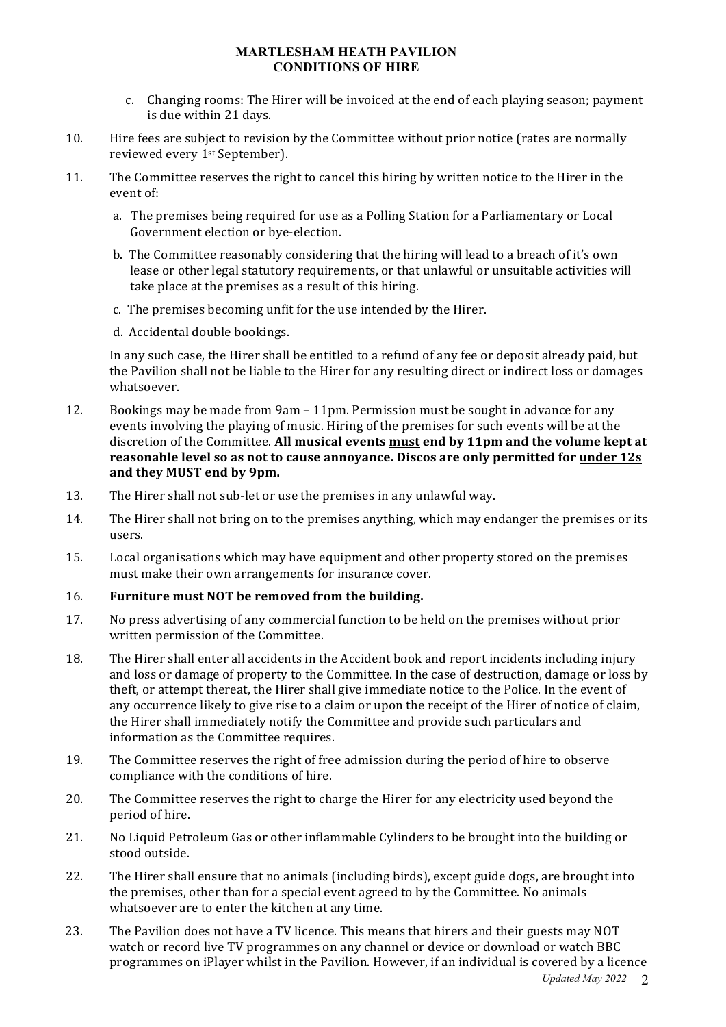c. Changing rooms: The Hirer will be invoiced at the end of each playing season; payment is due within 21 days.

10. Hire fees are subject to revision by the Committee without prior notice (rates are normally reviewed every 1st September).

11. The Committee reserves the right to cancel this hiring by written notice to the Hirer in the event of:

    a. The premises being required for use as a Polling Station for a Parliamentary or Local Government election or bye-election.

    b. The Committee reasonably considering that the hiring will lead to a breach of it's own lease or other legal statutory requirements, or that unlawful or unsuitable activities will take place at the premises as a result of this hiring.

    c. The premises becoming unfit for the use intended by the Hirer.

    d. Accidental double bookings.

    In any such case, the Hirer shall be entitled to a refund of any fee or deposit already paid, but the Pavilion shall not be liable to the Hirer for any resulting direct or indirect loss or damages whatsoever.

12. Bookings may be made from 9am – 11pm. Permission must be sought in advance for any events involving the playing of music. Hiring of the premises for such events will be at the discretion of the Committee. **All musical events <u>must</u> end by 11pm and the volume kept at reasonable level so as not to cause annoyance. Discos are only permitted for <u>under 12s</u> and they <u>MUST</u> end by 9pm.**

13. The Hirer shall not sub-let or use the premises in any unlawful way.

14. The Hirer shall not bring on to the premises anything, which may endanger the premises or its users.

15. Local organisations which may have equipment and other property stored on the premises must make their own arrangements for insurance cover.

16. **Furniture must NOT be removed from the building.**

17. No press advertising of any commercial function to be held on the premises without prior written permission of the Committee.

18. The Hirer shall enter all accidents in the Accident book and report incidents including injury and loss or damage of property to the Committee. In the case of destruction, damage or loss by theft, or attempt thereat, the Hirer shall give immediate notice to the Police. In the event of any occurrence likely to give rise to a claim or upon the receipt of the Hirer of notice of claim, the Hirer shall immediately notify the Committee and provide such particulars and information as the Committee requires.

19. The Committee reserves the right of free admission during the period of hire to observe compliance with the conditions of hire.

20. The Committee reserves the right to charge the Hirer for any electricity used beyond the period of hire.

21. No Liquid Petroleum Gas or other inflammable Cylinders to be brought into the building or stood outside.

22. The Hirer shall ensure that no animals (including birds), except guide dogs, are brought into the premises, other than for a special event agreed to by the Committee. No animals whatsoever are to enter the kitchen at any time.

23. The Pavilion does not have a TV licence. This means that hirers and their guests may NOT watch or record live TV programmes on any channel or device or download or watch BBC programmes on iPlayer whilst in the Pavilion. However, if an individual is covered by a licence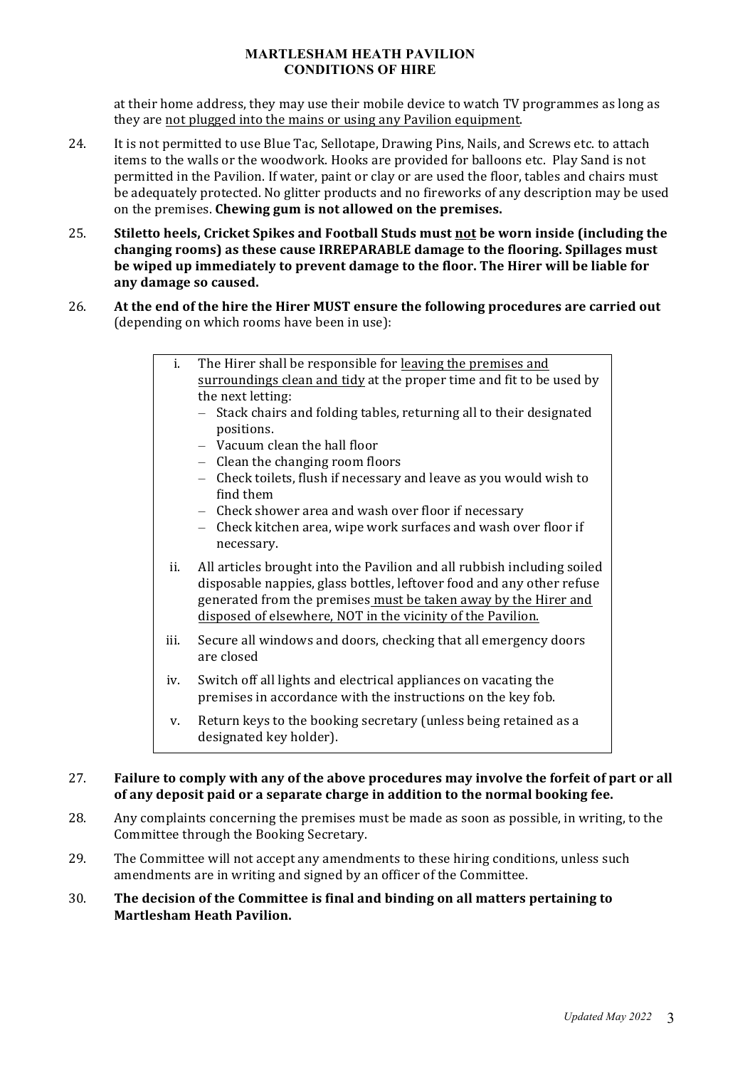at their home address, they may use their mobile device to watch TV programmes as long as they are not plugged into the mains or using any Pavilion equipment.

24. It is not permitted to use Blue Tac, Sellotape, Drawing Pins, Nails, and Screws etc. to attach items to the walls or the woodwork. Hooks are provided for balloons etc. Play Sand is not permitted in the Pavilion. If water, paint or clay or are used the floor, tables and chairs must be adequately protected. No glitter products and no fireworks of any description may be used on the premises. **Chewing gum is not allowed on the premises.**

25. **Stiletto heels, Cricket Spikes and Football Studs must not be worn inside (including the changing rooms) as these cause IRREPARABLE damage to the flooring. Spillages must be wiped up immediately to prevent damage to the floor. The Hirer will be liable for any damage so caused.**

26. **At the end of the hire the Hirer MUST ensure the following procedures are carried out** (depending on which rooms have been in use):

    i. The Hirer shall be responsible for leaving the premises and surroundings clean and tidy at the proper time and fit to be used by the next letting:
       - Stack chairs and folding tables, returning all to their designated positions.
       - Vacuum clean the hall floor
       - Clean the changing room floors
       - Check toilets, flush if necessary and leave as you would wish to find them
       - Check shower area and wash over floor if necessary
       - Check kitchen area, wipe work surfaces and wash over floor if necessary.

    ii. All articles brought into the Pavilion and all rubbish including soiled disposable nappies, glass bottles, leftover food and any other refuse generated from the premises must be taken away by the Hirer and disposed of elsewhere, NOT in the vicinity of the Pavilion.

    iii. Secure all windows and doors, checking that all emergency doors are closed

    iv. Switch off all lights and electrical appliances on vacating the premises in accordance with the instructions on the key fob.

    v. Return keys to the booking secretary (unless being retained as a designated key holder).

27. **Failure to comply with any of the above procedures may involve the forfeit of part or all of any deposit paid or a separate charge in addition to the normal booking fee.**

28. Any complaints concerning the premises must be made as soon as possible, in writing, to the Committee through the Booking Secretary.

29. The Committee will not accept any amendments to these hiring conditions, unless such amendments are in writing and signed by an officer of the Committee.

30. **The decision of the Committee is final and binding on all matters pertaining to Martlesham Heath Pavilion.**